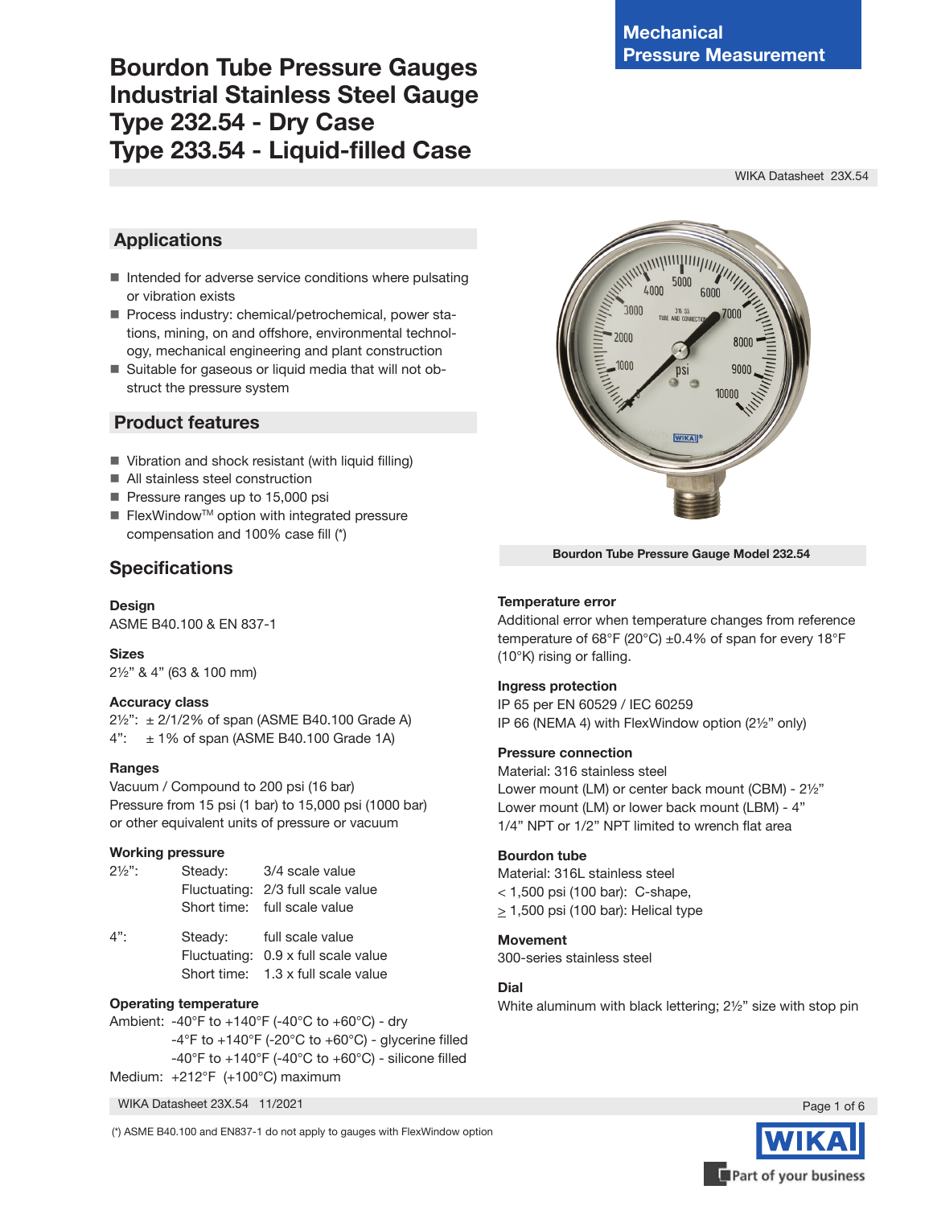Mechanical Pressure Measurement

# Bourdon Tube Pressure Gauges Industrial Stainless Steel Gauge Type 232.54 - Dry Case Type 233.54 - Liquid-filled Case

WIKA Datasheet 23X.54

## Applications

- Intended for adverse service conditions where pulsating or vibration exists
- Process industry: chemical/petrochemical, power stations, mining, on and offshore, environmental technology, mechanical engineering and plant construction
- Suitable for gaseous or liquid media that will not obstruct the pressure system

## Product features

- Vibration and shock resistant (with liquid filling)
- All stainless steel construction
- Pressure ranges up to 15,000 psi
- FlexWindow™ option with integrated pressure compensation and 100% case fill (*)

Bourdon Tube Pressure Gauge Model 232.54

## Specifications

**Design**
ASME B40.100 & EN 837-1

**Sizes**
2½" & 4" (63 & 100 mm)

**Accuracy class**
2½": ± 2/1/2% of span (ASME B40.100 Grade A)
4": ± 1% of span (ASME B40.100 Grade 1A)

**Ranges**
Vacuum / Compound to 200 psi (16 bar)
Pressure from 15 psi (1 bar) to 15,000 psi (1000 bar)
or other equivalent units of pressure or vacuum

**Working pressure**

| | | |
|---|---|---|
| 2½": | Steady: | 3/4 scale value |
| | Fluctuating: | 2/3 full scale value |
| | Short time: | full scale value |
| 4": | Steady: | full scale value |
| | Fluctuating: | 0.9 x full scale value |
| | Short time: | 1.3 x full scale value |

**Operating temperature**
Ambient: -40°F to +140°F (-40°C to +60°C) - dry
-4°F to +140°F (-20°C to +60°C) - glycerine filled
-40°F to +140°F (-40°C to +60°C) - silicone filled
Medium: +212°F (+100°C) maximum

**Temperature error**
Additional error when temperature changes from reference temperature of 68°F (20°C) ±0.4% of span for every 18°F (10°K) rising or falling.

**Ingress protection**
IP 65 per EN 60529 / IEC 60259
IP 66 (NEMA 4) with FlexWindow option (2½" only)

**Pressure connection**
Material: 316 stainless steel
Lower mount (LM) or center back mount (CBM) - 2½"
Lower mount (LM) or lower back mount (LBM) - 4"
1/4" NPT or 1/2" NPT limited to wrench flat area

**Bourdon tube**
Material: 316L stainless steel
< 1,500 psi (100 bar): C-shape,
≥ 1,500 psi (100 bar): Helical type

**Movement**
300-series stainless steel

**Dial**
White aluminum with black lettering; 2½" size with stop pin

(*) ASME B40.100 and EN837-1 do not apply to gauges with FlexWindow option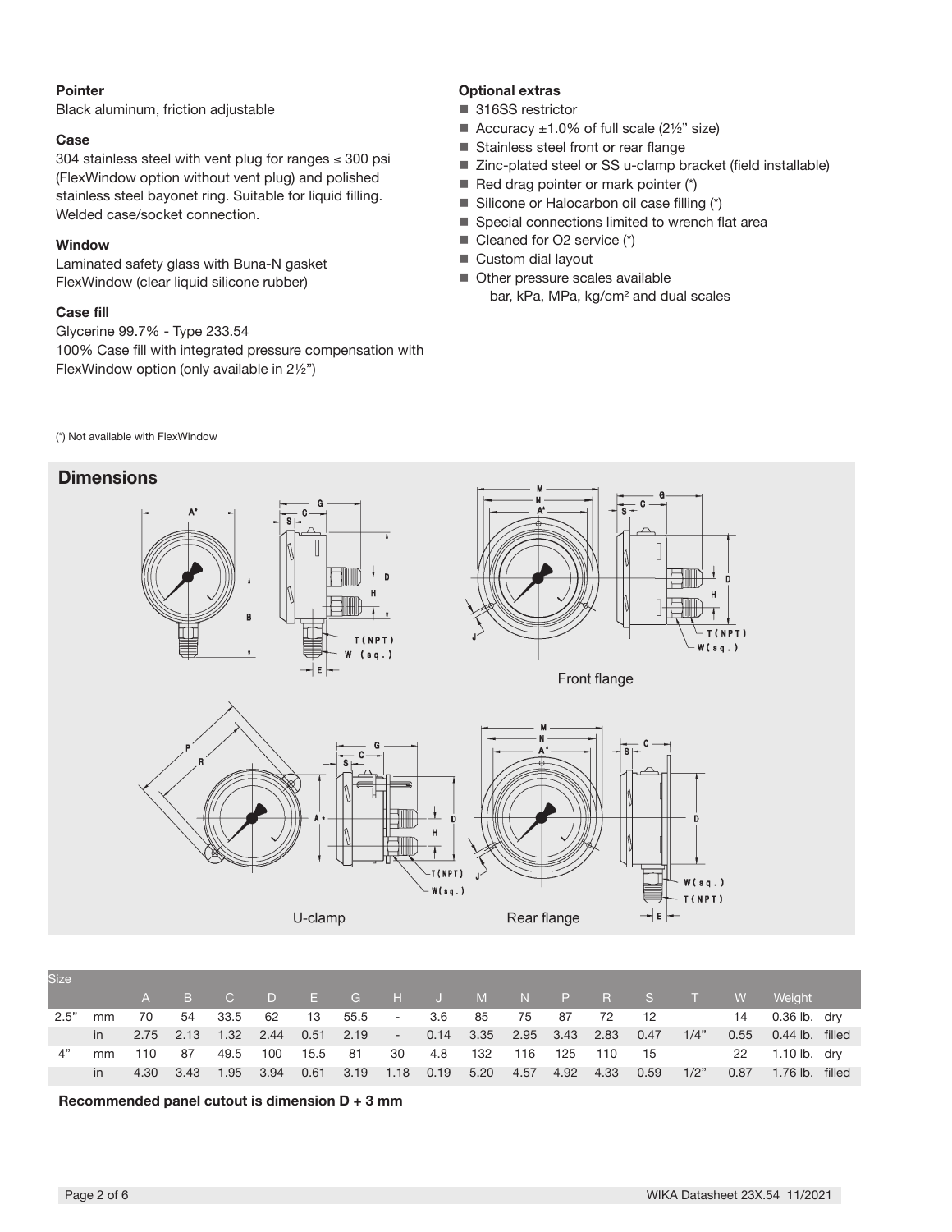**Pointer**

Black aluminum, friction adjustable

**Case**

304 stainless steel with vent plug for ranges ≤ 300 psi (FlexWindow option without vent plug) and polished stainless steel bayonet ring. Suitable for liquid filling. Welded case/socket connection.

**Window**

Laminated safety glass with Buna-N gasket
FlexWindow (clear liquid silicone rubber)

**Case fill**

Glycerine 99.7% - Type 233.54
100% Case fill with integrated pressure compensation with FlexWindow option (only available in 2½")

**Optional extras**

- 316SS restrictor
- Accuracy ±1.0% of full scale (2½" size)
- Stainless steel front or rear flange
- Zinc-plated steel or SS u-clamp bracket (field installable)
- Red drag pointer or mark pointer (*)
- Silicone or Halocarbon oil case filling (*)
- Special connections limited to wrench flat area
- Cleaned for O2 service (*)
- Custom dial layout
- Other pressure scales available
  bar, kPa, MPa, kg/cm² and dual scales

(*) Not available with FlexWindow

## Dimensions

Front flange

U-clamp

Rear flange

| Size | | A | B | C | D | E | G | H | J | M | N | P | R | S | T | W | Weight | |
|---|---|---|---|---|---|---|---|---|---|---|---|---|---|---|---|---|---|---|
| 2.5" | mm | 70 | 54 | 33.5 | 62 | 13 | 55.5 | - | 3.6 | 85 | 75 | 87 | 72 | 12 | | 14 | 0.36 lb. | dry |
| | in | 2.75 | 2.13 | 1.32 | 2.44 | 0.51 | 2.19 | - | 0.14 | 3.35 | 2.95 | 3.43 | 2.83 | 0.47 | 1/4" | 0.55 | 0.44 lb. | filled |
| 4" | mm | 110 | 87 | 49.5 | 100 | 15.5 | 81 | 30 | 4.8 | 132 | 116 | 125 | 110 | 15 | | 22 | 1.10 lb. | dry |
| | in | 4.30 | 3.43 | 1.95 | 3.94 | 0.61 | 3.19 | 1.18 | 0.19 | 5.20 | 4.57 | 4.92 | 4.33 | 0.59 | 1/2" | 0.87 | 1.76 lb. | filled |

**Recommended panel cutout is dimension D + 3 mm**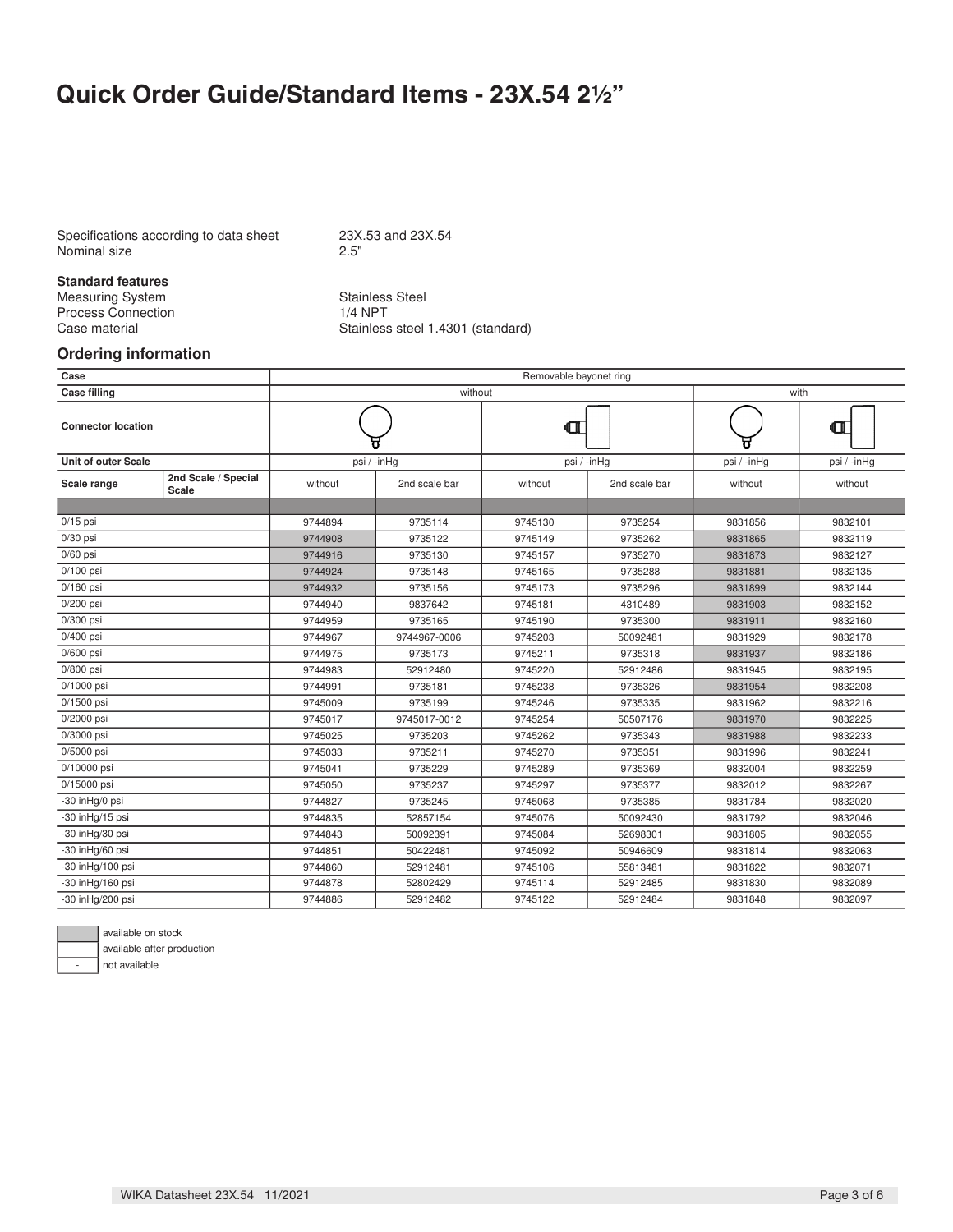# Quick Order Guide/Standard Items - 23X.54 2½"

Specifications according to data sheet 23X.53 and 23X.54
Nominal size 2.5"

**Standard features**

Measuring System Stainless Steel
Process Connection 1/4 NPT
Case material Stainless steel 1.4301 (standard)

## Ordering information

| Case | | Removable bayonet ring | | | | | |
|---|---|---|---|---|---|---|---|
| Case filling | | without | | | | with | |
| Connector location | | (bottom) | | (back) | | (bottom) | (back) |
| Unit of outer Scale | | psi / -inHg | | psi / -inHg | | psi / -inHg | psi / -inHg |
| Scale range | 2nd Scale / Special Scale | without | 2nd scale bar | without | 2nd scale bar | without | without |
| 0/15 psi | | 9744894 | 9735114 | 9745130 | 9735254 | 9831856 | 9832101 |
| 0/30 psi | | 9744908 | 9735122 | 9745149 | 9735262 | 9831865 | 9832119 |
| 0/60 psi | | 9744916 | 9735130 | 9745157 | 9735270 | 9831873 | 9832127 |
| 0/100 psi | | 9744924 | 9735148 | 9745165 | 9735288 | 9831881 | 9832135 |
| 0/160 psi | | 9744932 | 9735156 | 9745173 | 9735296 | 9831899 | 9832144 |
| 0/200 psi | | 9744940 | 9837642 | 9745181 | 4310489 | 9831903 | 9832152 |
| 0/300 psi | | 9744959 | 9735165 | 9745190 | 9735300 | 9831911 | 9832160 |
| 0/400 psi | | 9744967 | 9744967-0006 | 9745203 | 50092481 | 9831929 | 9832178 |
| 0/600 psi | | 9744975 | 9735173 | 9745211 | 9735318 | 9831937 | 9832186 |
| 0/800 psi | | 9744983 | 52912480 | 9745220 | 52912486 | 9831945 | 9832195 |
| 0/1000 psi | | 9744991 | 9735181 | 9745238 | 9735326 | 9831954 | 9832208 |
| 0/1500 psi | | 9745009 | 9735199 | 9745246 | 9735335 | 9831962 | 9832216 |
| 0/2000 psi | | 9745017 | 9745017-0012 | 9745254 | 50507176 | 9831970 | 9832225 |
| 0/3000 psi | | 9745025 | 9735203 | 9745262 | 9735343 | 9831988 | 9832233 |
| 0/5000 psi | | 9745033 | 9735211 | 9745270 | 9735351 | 9831996 | 9832241 |
| 0/10000 psi | | 9745041 | 9735229 | 9745289 | 9735369 | 9832004 | 9832259 |
| 0/15000 psi | | 9745050 | 9735237 | 9745297 | 9735377 | 9832012 | 9832267 |
| -30 inHg/0 psi | | 9744827 | 9735245 | 9745068 | 9735385 | 9831784 | 9832020 |
| -30 inHg/15 psi | | 9744835 | 52857154 | 9745076 | 50092430 | 9831792 | 9832046 |
| -30 inHg/30 psi | | 9744843 | 50092391 | 9745084 | 52698301 | 9831805 | 9832055 |
| -30 inHg/60 psi | | 9744851 | 50422481 | 9745092 | 50946609 | 9831814 | 9832063 |
| -30 inHg/100 psi | | 9744860 | 52912481 | 9745106 | 55813481 | 9831822 | 9832071 |
| -30 inHg/160 psi | | 9744878 | 52802429 | 9745114 | 52912485 | 9831830 | 9832089 |
| -30 inHg/200 psi | | 9744886 | 52912482 | 9745122 | 52912484 | 9831848 | 9832097 |

Available on stock (shaded): 9744908, 9744916, 9744924, 9744932, 9831865, 9831873, 9831881, 9831899, 9831903, 9831911, 9831937, 9831954, 9831970, 9831988

| Legend | |
|---|---|
| (shaded) | available on stock |
| (blank) | available after production |
| - | not available |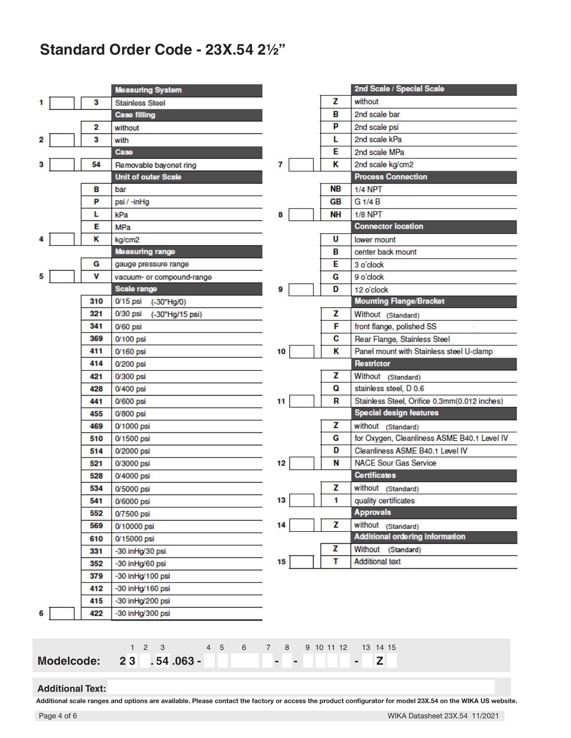# Standard Order Code - 23X.54 2½"

| Position | Code | Description |
|---|---|---|
| | | **Measuring System** |
| 1 | 3 | Stainless Steel |
| | | **Case filling** |
| | 2 | without |
| 2 | 3 | with |
| | | **Case** |
| 3 | 54 | Removable bayonet ring |
| | | **Unit of outer Scale** |
| | B | bar |
| | P | psi / -inHg |
| | L | kPa |
| | E | MPa |
| 4 | K | kg/cm2 |
| | | **Measuring range** |
| | G | gauge pressure range |
| 5 | V | vacuum- or compound-range |
| | | **Scale range** |
| | 310 | 0/15 psi (-30"Hg/0) |
| | 321 | 0/30 psi (-30"Hg/15 psi) |
| | 341 | 0/60 psi |
| | 369 | 0/100 psi |
| | 411 | 0/160 psi |
| | 414 | 0/200 psi |
| | 421 | 0/300 psi |
| | 428 | 0/400 psi |
| | 441 | 0/600 psi |
| | 455 | 0/800 psi |
| | 469 | 0/1000 psi |
| | 510 | 0/1500 psi |
| | 514 | 0/2000 psi |
| | 521 | 0/3000 psi |
| | 528 | 0/4000 psi |
| | 534 | 0/5000 psi |
| | 541 | 0/6000 psi |
| | 552 | 0/7500 psi |
| | 569 | 0/10000 psi |
| | 610 | 0/15000 psi |
| | 331 | -30 inHg/30 psi |
| | 352 | -30 inHg/60 psi |
| | 379 | -30 inHg/100 psi |
| | 412 | -30 inHg/160 psi |
| | 415 | -30 inHg/200 psi |
| 6 | 422 | -30 inHg/300 psi |

| Position | Code | Description |
|---|---|---|
| | | **2nd Scale / Special Scale** |
| | Z | without |
| | B | 2nd scale bar |
| | P | 2nd scale psi |
| | L | 2nd scale kPa |
| | E | 2nd scale MPa |
| 7 | K | 2nd scale kg/cm2 |
| | | **Process Connection** |
| | NB | 1/4 NPT |
| | GB | G 1/4 B |
| 8 | NH | 1/8 NPT |
| | | **Connector location** |
| | U | lower mount |
| | B | center back mount |
| | E | 3 o'clock |
| | G | 9 o'clock |
| 9 | D | 12 o'clock |
| | | **Mounting Flange/Bracket** |
| | Z | Without (Standard) |
| | F | front flange, polished SS |
| | C | Rear Flange, Stainless Steel |
| 10 | K | Panel mount with Stainless steel U-clamp |
| | | **Restrictor** |
| | Z | Without (Standard) |
| | Q | stainless steel, D 0.6 |
| 11 | R | Stainless Steel, Orifice 0.3mm(0.012 inches) |
| | | **Special design features** |
| | Z | without (Standard) |
| | G | for Oxygen, Cleanliness ASME B40.1 Level IV |
| | D | Cleanliness ASME B40.1 Level IV |
| 12 | N | NACE Sour Gas Service |
| | | **Certificates** |
| | Z | without (Standard) |
| 13 | 1 | quality certificates |
| | | **Approvals** |
| 14 | Z | without (Standard) |
| | | **Additional ordering information** |
| | Z | Without (Standard) |
| 15 | T | Additional text |

**Modelcode:** 2 3 . 54 .063 - _ _ _ _ - _ - _ _ _ _ - _ Z _

(Positions: 1 2 3 4 5 6 7 8 9 10 11 12 13 14 15)

**Additional Text:**

**Additional scale ranges and options are available. Please contact the factory or access the product configurator for model 23X.54 on the WIKA US website.**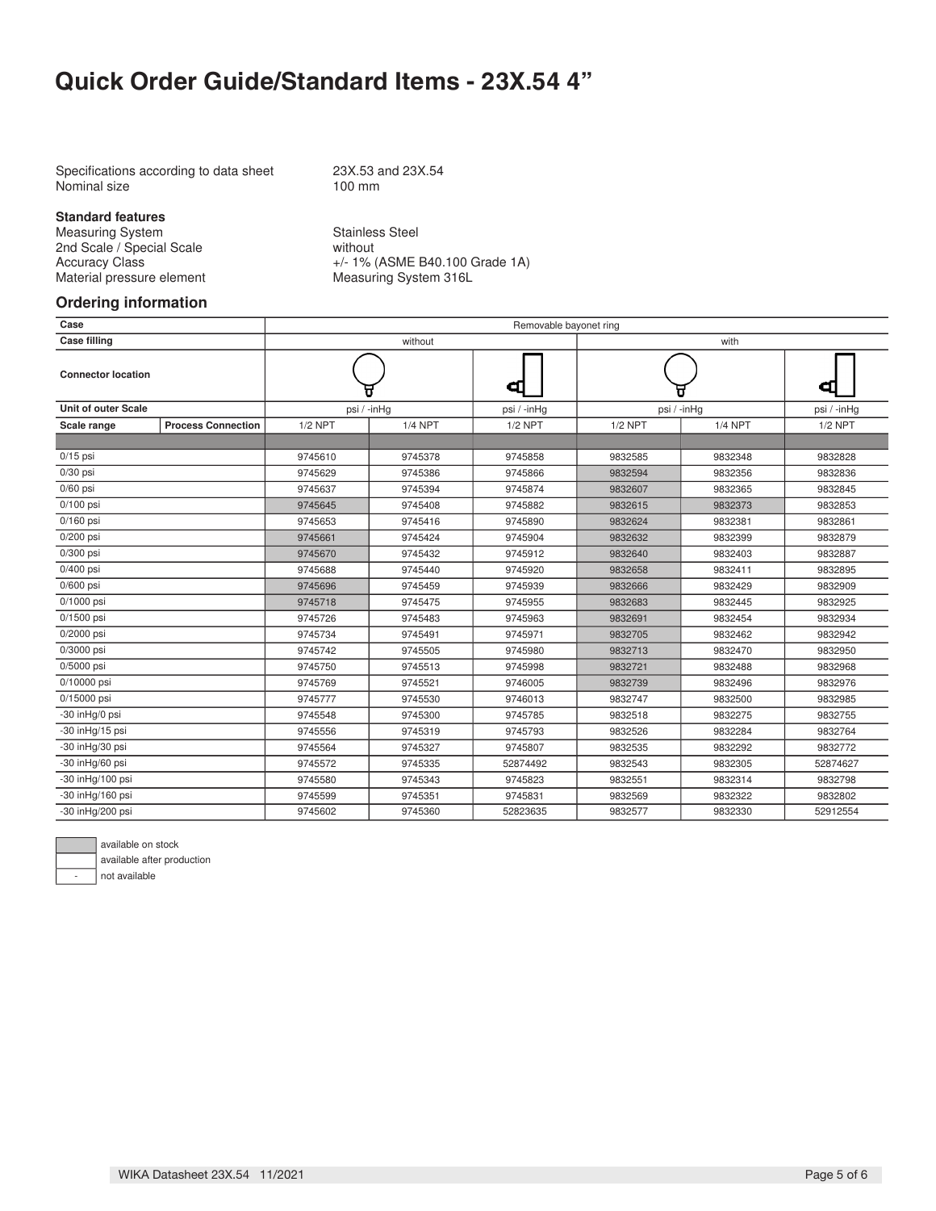# Quick Order Guide/Standard Items - 23X.54 4"

Specifications according to data sheet 23X.53 and 23X.54
Nominal size 100 mm

**Standard features**

Measuring System: Stainless Steel
2nd Scale / Special Scale: without
Accuracy Class: +/- 1% (ASME B40.100 Grade 1A)
Material pressure element: Measuring System 316L

## Ordering information

| **Case** | | Removable bayonet ring | | | | | |
|---|---|---|---|---|---|---|---|
| **Case filling** | | without | | | with | | |
| **Connector location** | | | | | | | |
| **Unit of outer Scale** | | psi / -inHg | | psi / -inHg | psi / -inHg | | psi / -inHg |
| **Scale range** | **Process Connection** | 1/2 NPT | 1/4 NPT | 1/2 NPT | 1/2 NPT | 1/4 NPT | 1/2 NPT |
| 0/15 psi | | 9745610 | 9745378 | 9745858 | 9832585 | 9832348 | 9832828 |
| 0/30 psi | | 9745629 | 9745386 | 9745866 | 9832594 | 9832356 | 9832836 |
| 0/60 psi | | 9745637 | 9745394 | 9745874 | 9832607 | 9832365 | 9832845 |
| 0/100 psi | | 9745645 | 9745408 | 9745882 | 9832615 | 9832373 | 9832853 |
| 0/160 psi | | 9745653 | 9745416 | 9745890 | 9832624 | 9832381 | 9832861 |
| 0/200 psi | | 9745661 | 9745424 | 9745904 | 9832632 | 9832399 | 9832879 |
| 0/300 psi | | 9745670 | 9745432 | 9745912 | 9832640 | 9832403 | 9832887 |
| 0/400 psi | | 9745688 | 9745440 | 9745920 | 9832658 | 9832411 | 9832895 |
| 0/600 psi | | 9745696 | 9745459 | 9745939 | 9832666 | 9832429 | 9832909 |
| 0/1000 psi | | 9745718 | 9745475 | 9745955 | 9832683 | 9832445 | 9832925 |
| 0/1500 psi | | 9745726 | 9745483 | 9745963 | 9832691 | 9832454 | 9832934 |
| 0/2000 psi | | 9745734 | 9745491 | 9745971 | 9832705 | 9832462 | 9832942 |
| 0/3000 psi | | 9745742 | 9745505 | 9745980 | 9832713 | 9832470 | 9832950 |
| 0/5000 psi | | 9745750 | 9745513 | 9745998 | 9832721 | 9832488 | 9832968 |
| 0/10000 psi | | 9745769 | 9745521 | 9746005 | 9832739 | 9832496 | 9832976 |
| 0/15000 psi | | 9745777 | 9745530 | 9746013 | 9832747 | 9832500 | 9832985 |
| -30 inHg/0 psi | | 9745548 | 9745300 | 9745785 | 9832518 | 9832275 | 9832755 |
| -30 inHg/15 psi | | 9745556 | 9745319 | 9745793 | 9832526 | 9832284 | 9832764 |
| -30 inHg/30 psi | | 9745564 | 9745327 | 9745807 | 9832535 | 9832292 | 9832772 |
| -30 inHg/60 psi | | 9745572 | 9745335 | 52874492 | 9832543 | 9832305 | 52874627 |
| -30 inHg/100 psi | | 9745580 | 9745343 | 9745823 | 9832551 | 9832314 | 9832798 |
| -30 inHg/160 psi | | 9745599 | 9745351 | 9745831 | 9832569 | 9832322 | 9832802 |
| -30 inHg/200 psi | | 9745602 | 9745360 | 52823635 | 9832577 | 9832330 | 52912554 |

| Legend | |
|---|---|
| (grey) | available on stock |
| (white) | available after production |
| - | not available |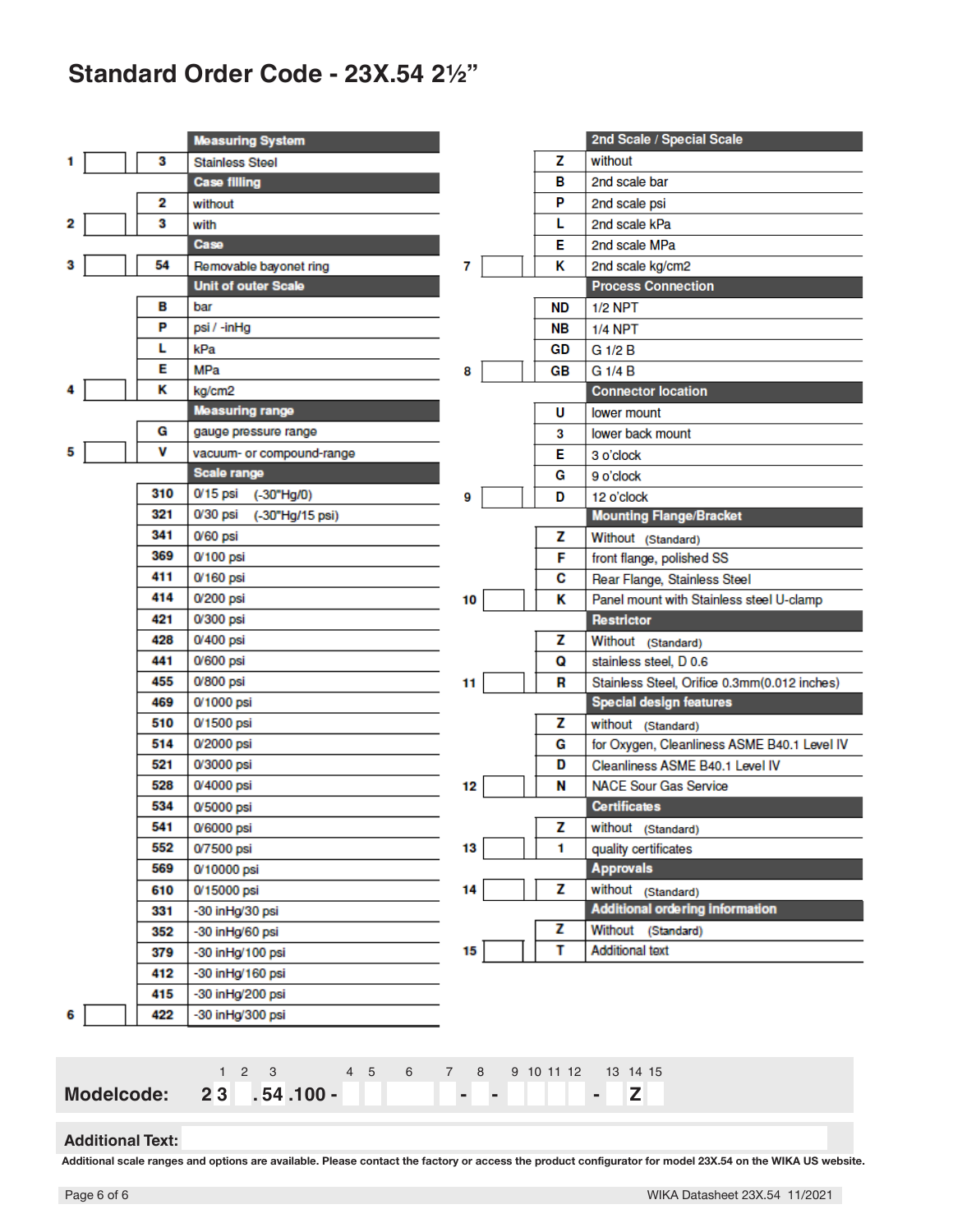# Standard Order Code - 23X.54 2½”

| Pos. | Code | Description |
|---|---|---|
| | | **Measuring System** |
| 1 | 3 | Stainless Steel |
| | | **Case filling** |
| | 2 | without |
| 2 | 3 | with |
| | | **Case** |
| 3 | 54 | Removable bayonet ring |
| | | **Unit of outer Scale** |
| | B | bar |
| | P | psi / -inHg |
| | L | kPa |
| | E | MPa |
| 4 | K | kg/cm2 |
| | | **Measuring range** |
| | G | gauge pressure range |
| 5 | V | vacuum- or compound-range |
| | | **Scale range** |
| | 310 | 0/15 psi (-30"Hg/0) |
| | 321 | 0/30 psi (-30"Hg/15 psi) |
| | 341 | 0/60 psi |
| | 369 | 0/100 psi |
| | 411 | 0/160 psi |
| | 414 | 0/200 psi |
| | 421 | 0/300 psi |
| | 428 | 0/400 psi |
| | 441 | 0/600 psi |
| | 455 | 0/800 psi |
| | 469 | 0/1000 psi |
| | 510 | 0/1500 psi |
| | 514 | 0/2000 psi |
| | 521 | 0/3000 psi |
| | 528 | 0/4000 psi |
| | 534 | 0/5000 psi |
| | 541 | 0/6000 psi |
| | 552 | 0/7500 psi |
| | 569 | 0/10000 psi |
| | 610 | 0/15000 psi |
| | 331 | -30 inHg/30 psi |
| | 352 | -30 inHg/60 psi |
| | 379 | -30 inHg/100 psi |
| | 412 | -30 inHg/160 psi |
| | 415 | -30 inHg/200 psi |
| 6 | 422 | -30 inHg/300 psi |

| Pos. | Code | Description |
|---|---|---|
| | | **2nd Scale / Special Scale** |
| | Z | without |
| | B | 2nd scale bar |
| | P | 2nd scale psi |
| | L | 2nd scale kPa |
| | E | 2nd scale MPa |
| 7 | K | 2nd scale kg/cm2 |
| | | **Process Connection** |
| | ND | 1/2 NPT |
| | NB | 1/4 NPT |
| | GD | G 1/2 B |
| 8 | GB | G 1/4 B |
| | | **Connector location** |
| | U | lower mount |
| | 3 | lower back mount |
| | E | 3 o'clock |
| | G | 9 o'clock |
| 9 | D | 12 o'clock |
| | | **Mounting Flange/Bracket** |
| | Z | Without (Standard) |
| | F | front flange, polished SS |
| | C | Rear Flange, Stainless Steel |
| 10 | K | Panel mount with Stainless steel U-clamp |
| | | **Restrictor** |
| | Z | Without (Standard) |
| | Q | stainless steel, D 0.6 |
| 11 | R | Stainless Steel, Orifice 0.3mm(0.012 inches) |
| | | **Special design features** |
| | Z | without (Standard) |
| | G | for Oxygen, Cleanliness ASME B40.1 Level IV |
| | D | Cleanliness ASME B40.1 Level IV |
| 12 | N | NACE Sour Gas Service |
| | | **Certificates** |
| | Z | without (Standard) |
| 13 | 1 | quality certificates |
| | | **Approvals** |
| 14 | Z | without (Standard) |
| | | **Additional ordering information** |
| | Z | Without (Standard) |
| 15 | T | Additional text |

**Modelcode:** 2 3 [1] [2] . 54 [3] .100 - [4] [5] [6] [7] - [8] - [9] [10] [11] [12] - [13] Z [14] [15]

**Additional Text:**

**Additional scale ranges and options are available. Please contact the factory or access the product configurator for model 23X.54 on the WIKA US website.**